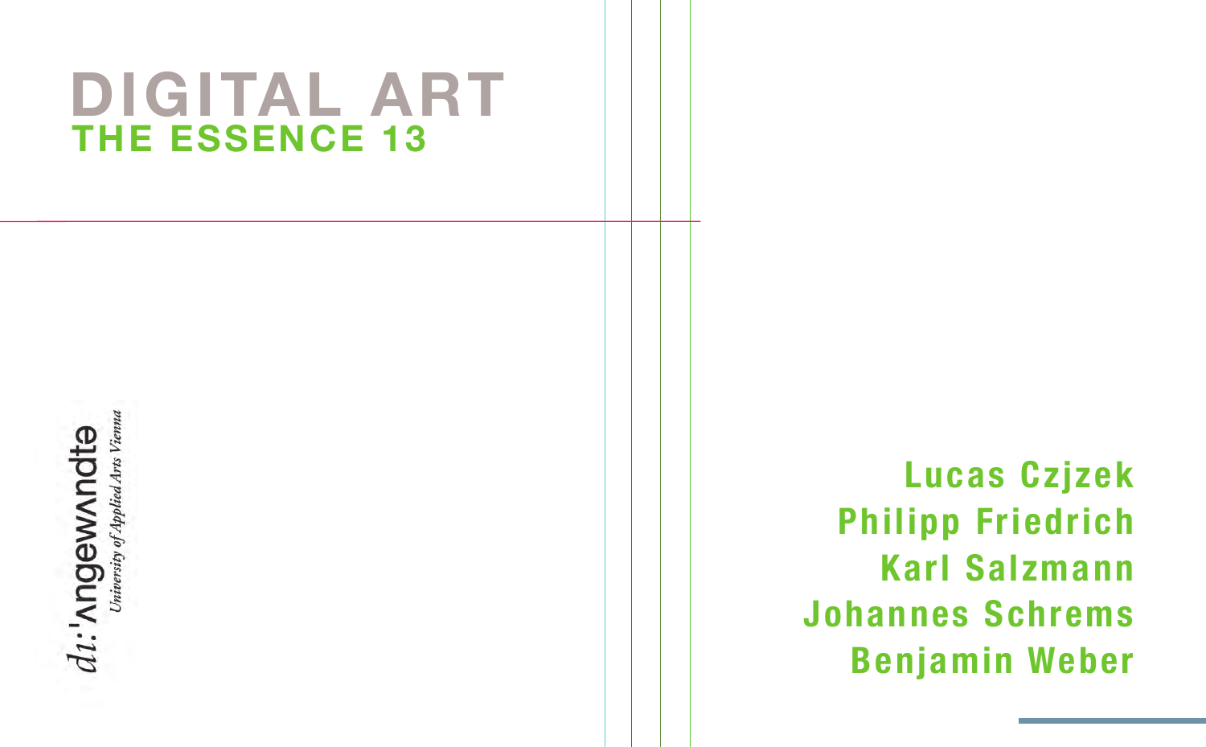# DIGITAL ART

## THE ESSENCE 13

di:'ʌngewʌndte
*University of Applied Arts Vienna*

**Lucas Czjzek**
**Philipp Friedrich**
**Karl Salzmann**
**Johannes Schrems**
**Benjamin Weber**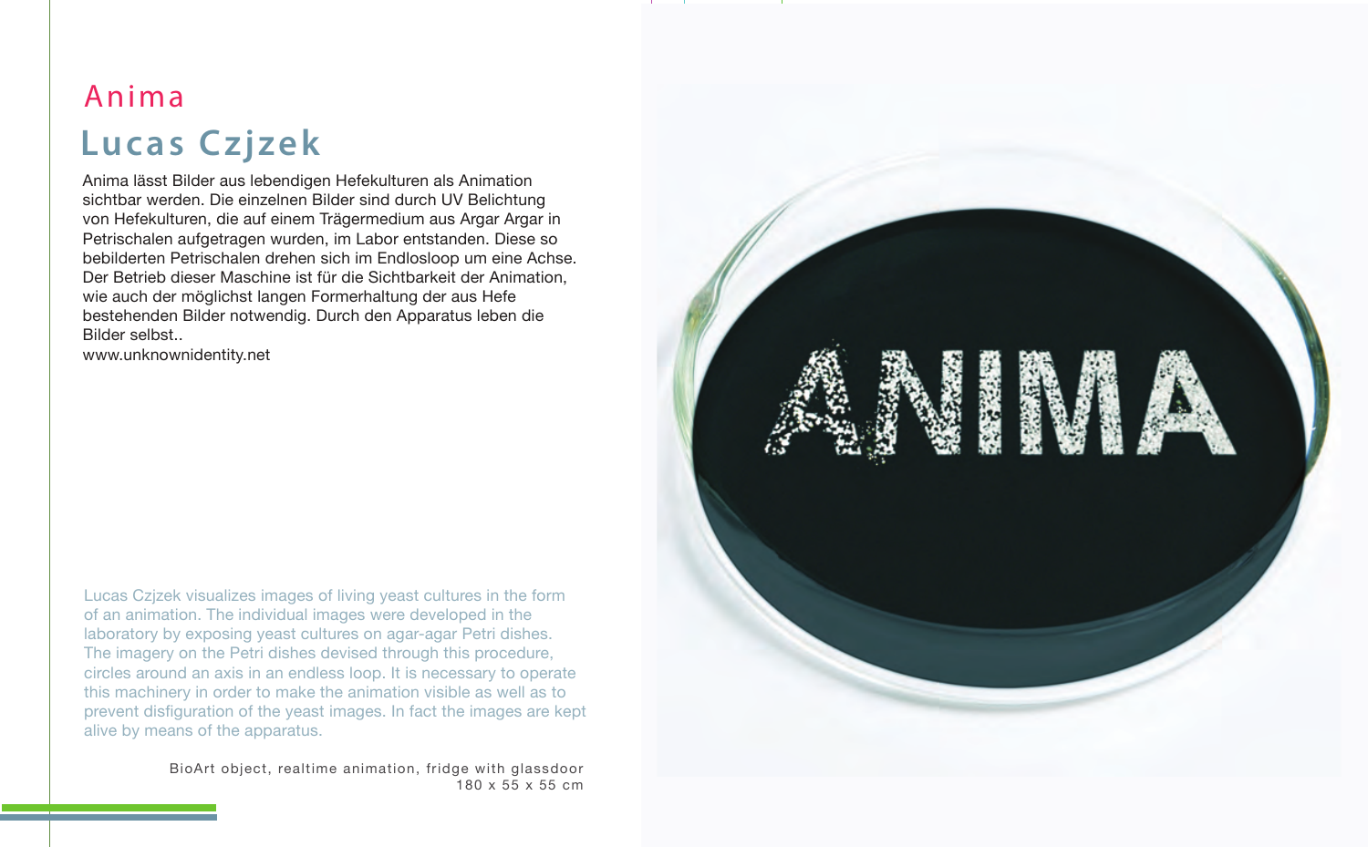## Anima

# Lucas Czjzek

Anima lässt Bilder aus lebendigen Hefekulturen als Animation sichtbar werden. Die einzelnen Bilder sind durch UV Belichtung von Hefekulturen, die auf einem Trägermedium aus Argar Argar in Petrischalen aufgetragen wurden, im Labor entstanden. Diese so bebilderten Petrischalen drehen sich im Endlosloop um eine Achse. Der Betrieb dieser Maschine ist für die Sichtbarkeit der Animation, wie auch der möglichst langen Formerhaltung der aus Hefe bestehenden Bilder notwendig. Durch den Apparatus leben die Bilder selbst..
www.unknownidentity.net

Lucas Czjzek visualizes images of living yeast cultures in the form of an animation. The individual images were developed in the laboratory by exposing yeast cultures on agar-agar Petri dishes. The imagery on the Petri dishes devised through this procedure, circles around an axis in an endless loop. It is necessary to operate this machinery in order to make the animation visible as well as to prevent disfiguration of the yeast images. In fact the images are kept alive by means of the apparatus.

BioArt object, realtime animation, fridge with glassdoor
180 x 55 x 55 cm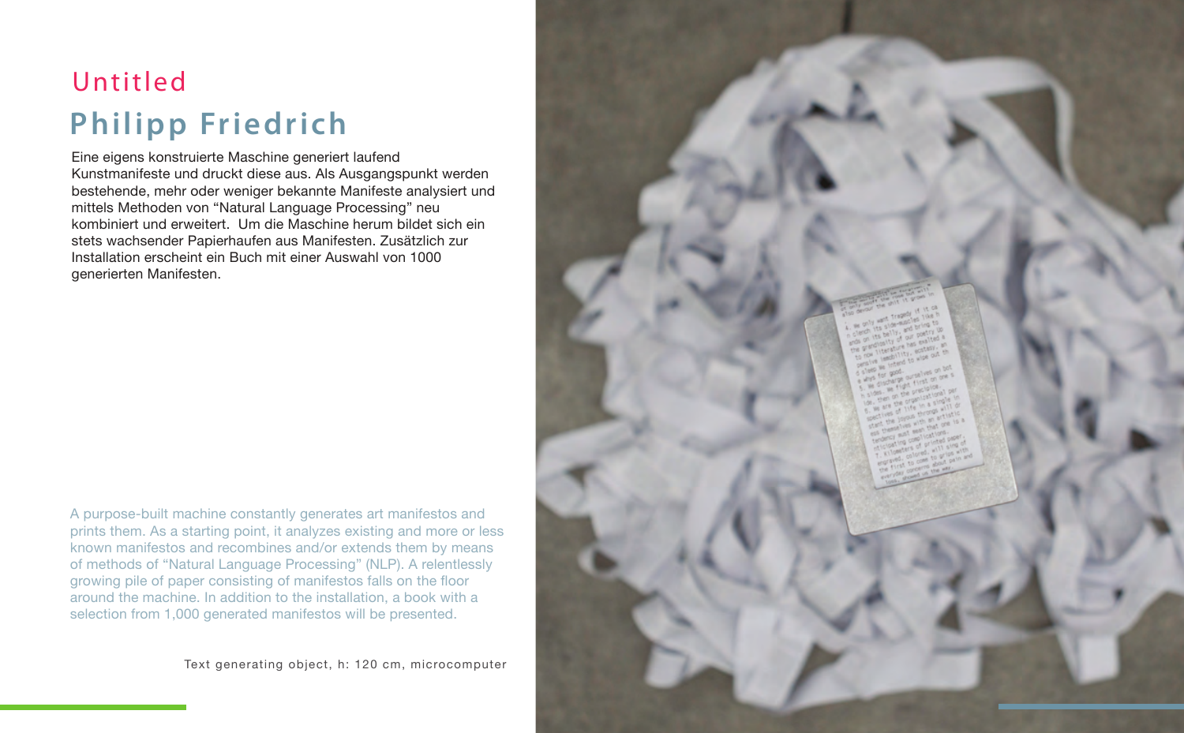# Untitled

## Philipp Friedrich

Eine eigens konstruierte Maschine generiert laufend Kunstmanifeste und druckt diese aus. Als Ausgangspunkt werden bestehende, mehr oder weniger bekannte Manifeste analysiert und mittels Methoden von "Natural Language Processing" neu kombiniert und erweitert. Um die Maschine herum bildet sich ein stets wachsender Papierhaufen aus Manifesten. Zusätzlich zur Installation erscheint ein Buch mit einer Auswahl von 1000 generierten Manifesten.

A purpose-built machine constantly generates art manifestos and prints them. As a starting point, it analyzes existing and more or less known manifestos and recombines and/or extends them by means of methods of "Natural Language Processing" (NLP). A relentlessly growing pile of paper consisting of manifestos falls on the floor around the machine. In addition to the installation, a book with a selection from 1,000 generated manifestos will be presented.

Text generating object, h: 120 cm, microcomputer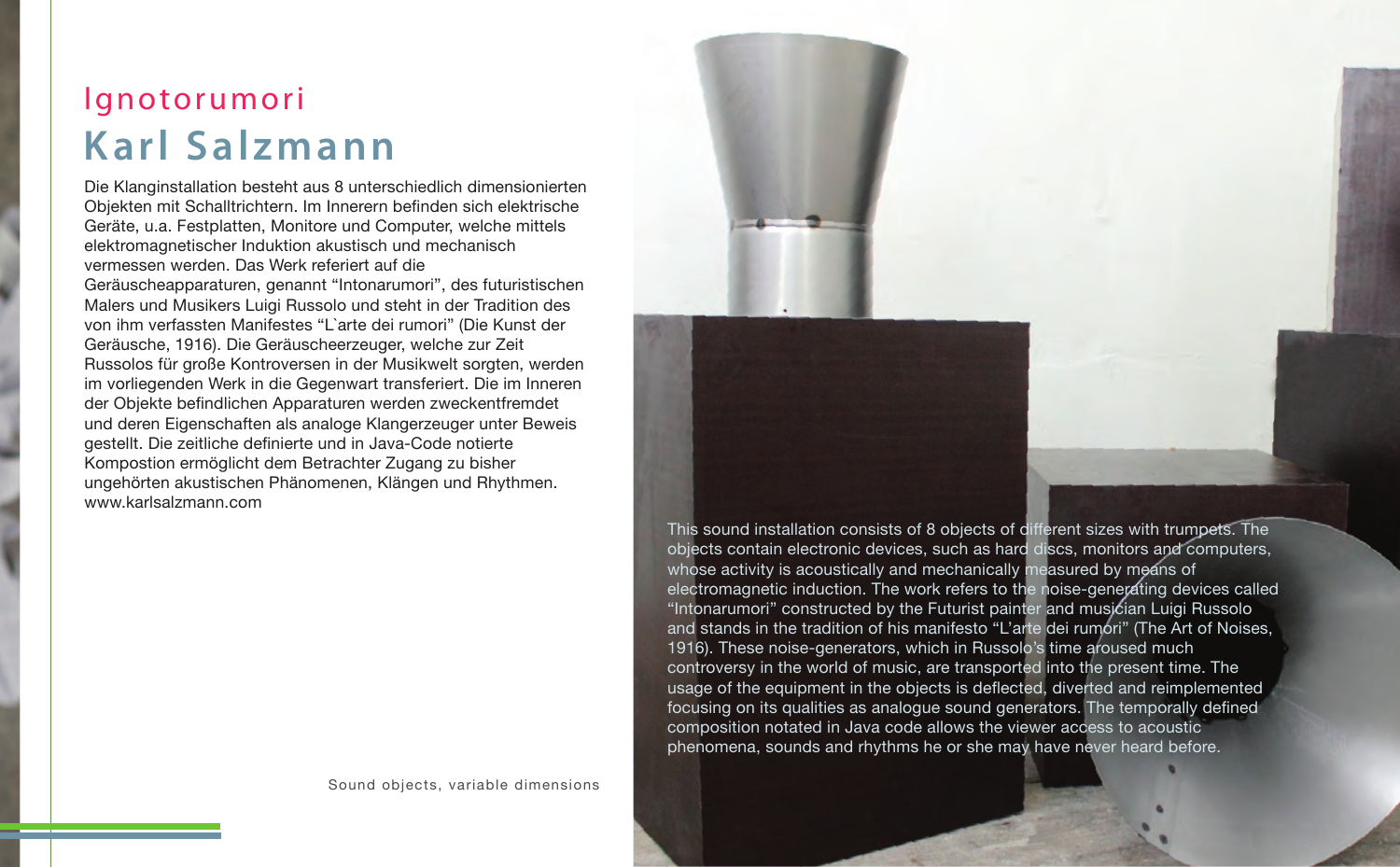## Ignotorumori

# Karl Salzmann

Die Klanginstallation besteht aus 8 unterschiedlich dimensionierten Objekten mit Schalltrichtern. Im Innerern befinden sich elektrische Geräte, u.a. Festplatten, Monitore und Computer, welche mittels elektromagnetischer Induktion akustisch und mechanisch vermessen werden. Das Werk referiert auf die Geräuscheapparaturen, genannt "Intonarumori", des futuristischen Malers und Musikers Luigi Russolo und steht in der Tradition des von ihm verfassten Manifestes "L`arte dei rumori" (Die Kunst der Geräusche, 1916). Die Geräuscheerzeuger, welche zur Zeit Russolos für große Kontroversen in der Musikwelt sorgten, werden im vorliegenden Werk in die Gegenwart transferiert. Die im Inneren der Objekte befindlichen Apparaturen werden zweckentfremdet und deren Eigenschaften als analoge Klangerzeuger unter Beweis gestellt. Die zeitliche definierte und in Java-Code notierte Kompostion ermöglicht dem Betrachter Zugang zu bisher ungehörten akustischen Phänomenen, Klängen und Rhythmen.
www.karlsalzmann.com

Sound objects, variable dimensions

This sound installation consists of 8 objects of different sizes with trumpets. The objects contain electronic devices, such as hard discs, monitors and computers, whose activity is acoustically and mechanically measured by means of electromagnetic induction. The work refers to the noise-generating devices called "Intonarumori" constructed by the Futurist painter and musician Luigi Russolo and stands in the tradition of his manifesto "L'arte dei rumori" (The Art of Noises, 1916). These noise-generators, which in Russolo's time aroused much controversy in the world of music, are transported into the present time. The usage of the equipment in the objects is deflected, diverted and reimplemented focusing on its qualities as analogue sound generators. The temporally defined composition notated in Java code allows the viewer access to acoustic phenomena, sounds and rhythms he or she may have never heard before.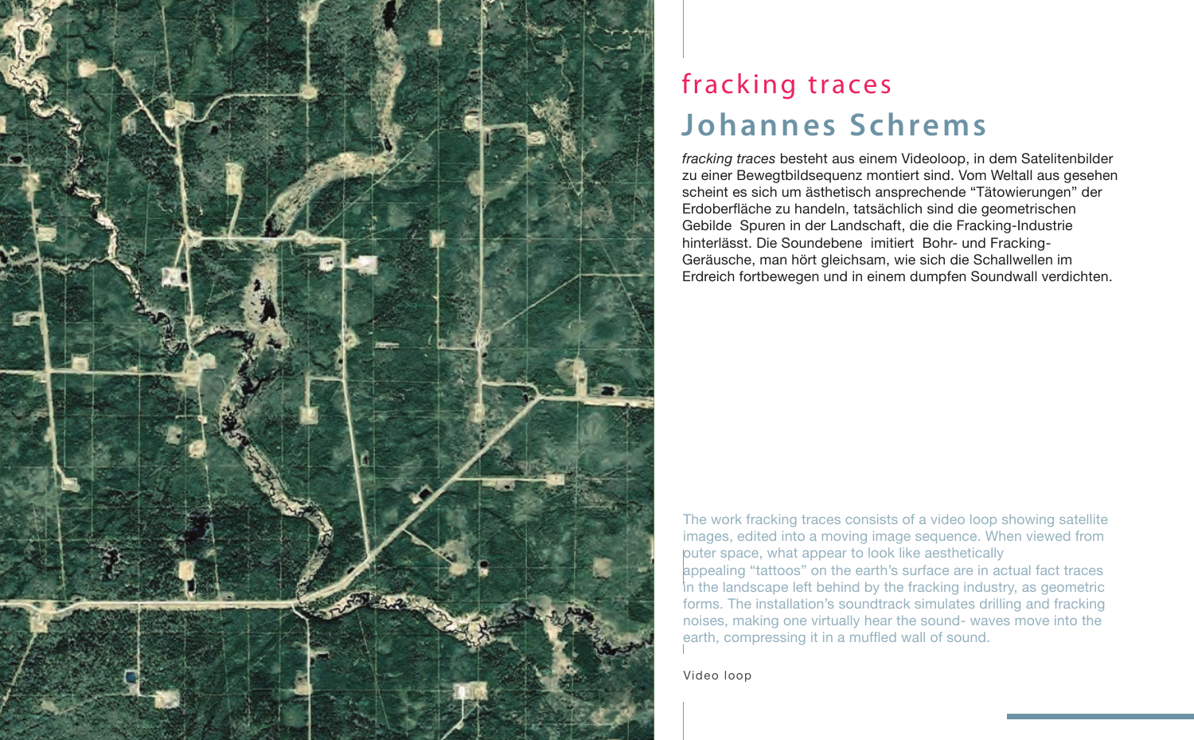# fracking traces

## Johannes Schrems

*fracking traces* besteht aus einem Videoloop, in dem Satelitenbilder zu einer Bewegtbildsequenz montiert sind. Vom Weltall aus gesehen scheint es sich um ästhetisch ansprechende "Tätowierungen" der Erdoberfläche zu handeln, tatsächlich sind die geometrischen Gebilde Spuren in der Landschaft, die die Fracking-Industrie hinterlässt. Die Soundebene imitiert Bohr- und Fracking-Geräusche, man hört gleichsam, wie sich die Schallwellen im Erdreich fortbewegen und in einem dumpfen Soundwall verdichten.

The work fracking traces consists of a video loop showing satellite images, edited into a moving image sequence. When viewed from outer space, what appear to look like aesthetically appealing "tattoos" on the earth's surface are in actual fact traces in the landscape left behind by the fracking industry, as geometric forms. The installation's soundtrack simulates drilling and fracking noises, making one virtually hear the sound- waves move into the earth, compressing it in a muffled wall of sound.

Video loop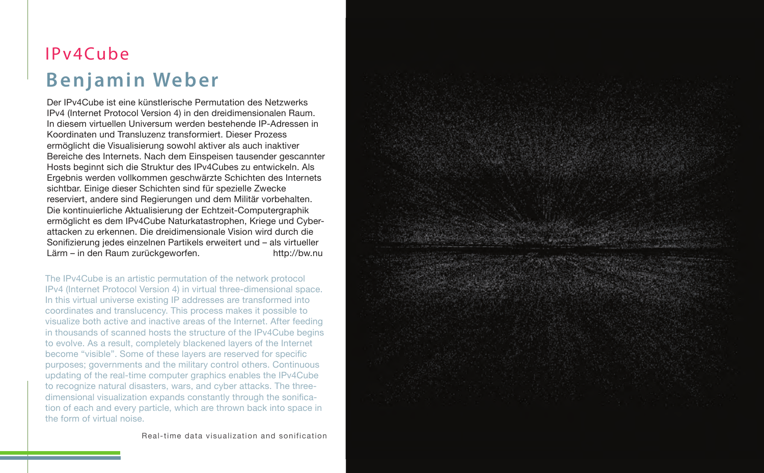# IPv4Cube

## Benjamin Weber

Der IPv4Cube ist eine künstlerische Permutation des Netzwerks IPv4 (Internet Protocol Version 4) in den dreidimensionalen Raum. In diesem virtuellen Universum werden bestehende IP-Adressen in Koordinaten und Transluzenz transformiert. Dieser Prozess ermöglicht die Visualisierung sowohl aktiver als auch inaktiver Bereiche des Internets. Nach dem Einspeisen tausender gescannter Hosts beginnt sich die Struktur des IPv4Cubes zu entwickeln. Als Ergebnis werden vollkommen geschwärzte Schichten des Internets sichtbar. Einige dieser Schichten sind für spezielle Zwecke reserviert, andere sind Regierungen und dem Militär vorbehalten. Die kontinuierliche Aktualisierung der Echtzeit-Computergraphik ermöglicht es dem IPv4Cube Naturkatastrophen, Kriege und Cyber-attacken zu erkennen. Die dreidimensionale Vision wird durch die Sonifizierung jedes einzelnen Partikels erweitert und – als virtueller Lärm – in den Raum zurückgeworfen. http://bw.nu

The IPv4Cube is an artistic permutation of the network protocol IPv4 (Internet Protocol Version 4) in virtual three-dimensional space. In this virtual universe existing IP addresses are transformed into coordinates and translucency. This process makes it possible to visualize both active and inactive areas of the Internet. After feeding in thousands of scanned hosts the structure of the IPv4Cube begins to evolve. As a result, completely blackened layers of the Internet become "visible". Some of these layers are reserved for specific purposes; governments and the military control others. Continuous updating of the real-time computer graphics enables the IPv4Cube to recognize natural disasters, wars, and cyber attacks. The three-dimensional visualization expands constantly through the sonification of each and every particle, which are thrown back into space in the form of virtual noise.

Real-time data visualization and sonification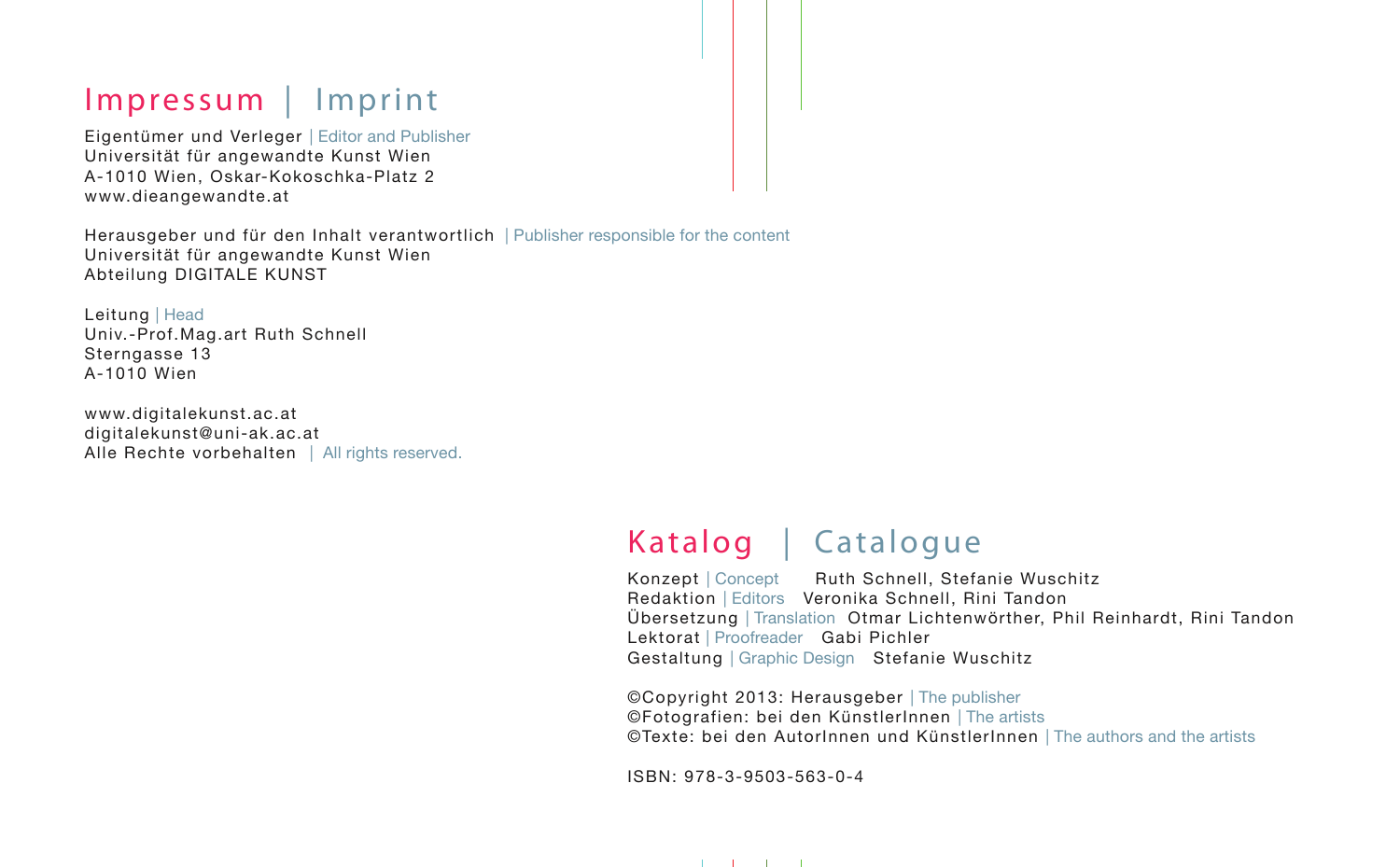# Impressum | Imprint

Eigentümer und Verleger | Editor and Publisher
Universität für angewandte Kunst Wien
A-1010 Wien, Oskar-Kokoschka-Platz 2
www.dieangewandte.at

Herausgeber und für den Inhalt verantwortlich | Publisher responsible for the content
Universität für angewandte Kunst Wien
Abteilung DIGITALE KUNST

Leitung | Head
Univ.-Prof.Mag.art Ruth Schnell
Sterngasse 13
A-1010 Wien

www.digitalekunst.ac.at
digitalekunst@uni-ak.ac.at
Alle Rechte vorbehalten | All rights reserved.

# Katalog | Catalogue

Konzept | Concept Ruth Schnell, Stefanie Wuschitz
Redaktion | Editors Veronika Schnell, Rini Tandon
Übersetzung | Translation Otmar Lichtenwörther, Phil Reinhardt, Rini Tandon
Lektorat | Proofreader Gabi Pichler
Gestaltung | Graphic Design Stefanie Wuschitz

©Copyright 2013: Herausgeber | The publisher
©Fotografien: bei den KünstlerInnen | The artists
©Texte: bei den AutorInnen und KünstlerInnen | The authors and the artists

ISBN: 978-3-9503-563-0-4